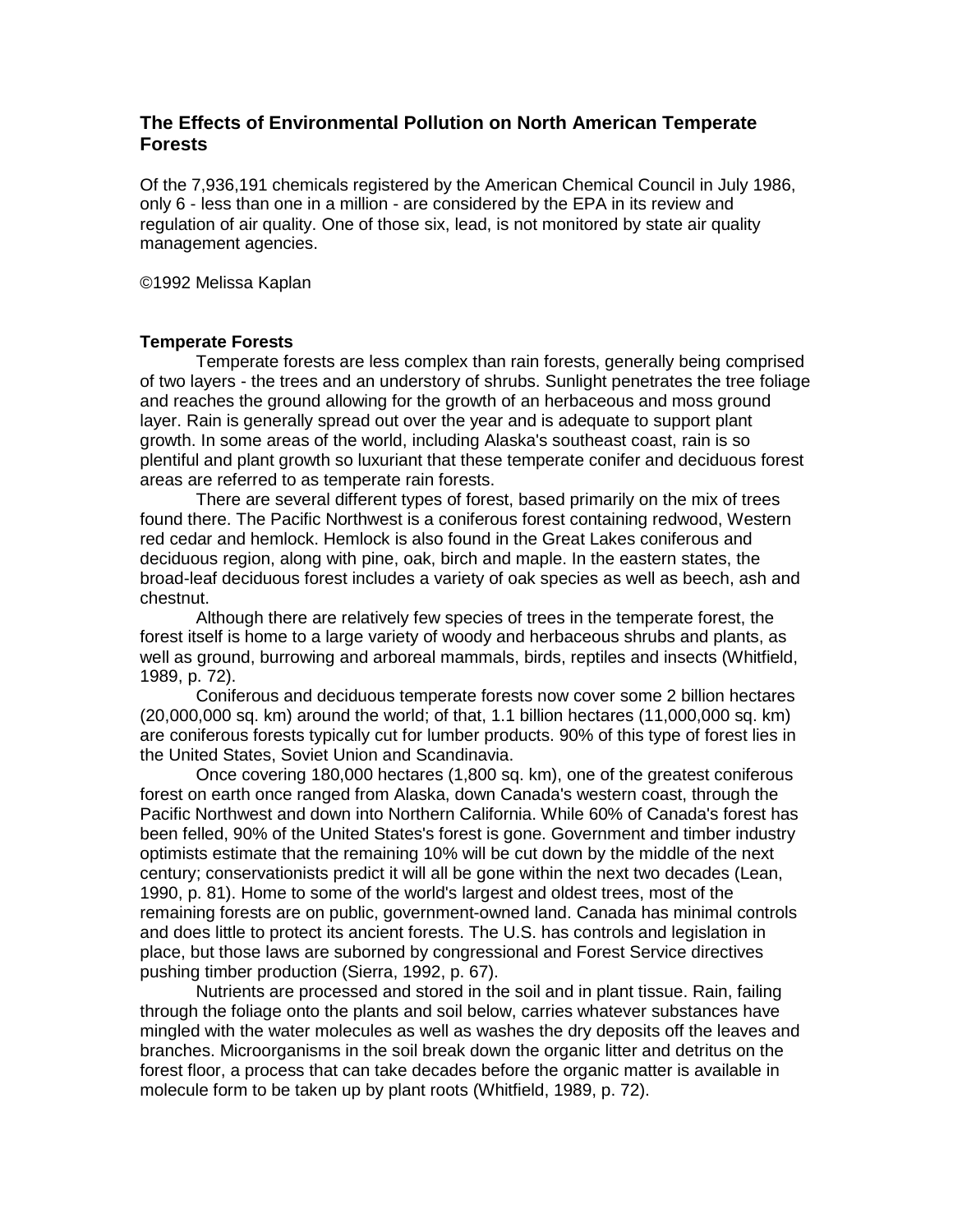## The Effects of Environmental Pollution on North American Temperate Forests

Of the 7,936,191 chemicals registered by the American Chemical Council in July 1986, only 6 - less than one in a million - are considered by the EPA in its review and regulation of air quality. One of those six, lead, is not monitored by state air quality management agencies.

©1992 Melissa Kaplan

### Temperate Forests

Temperate forests are less complex than rain forests, generally being comprised of two layers - the trees and an understory of shrubs. Sunlight penetrates the tree foliage and reaches the ground allowing for the growth of an herbaceous and moss ground layer. Rain is generally spread out over the year and is adequate to support plant growth. In some areas of the world, including Alaska's southeast coast, rain is so plentiful and plant growth so luxuriant that these temperate conifer and deciduous forest areas are referred to as temperate rain forests.

There are several different types of forest, based primarily on the mix of trees found there. The Pacific Northwest is a coniferous forest containing redwood, Western red cedar and hemlock. Hemlock is also found in the Great Lakes coniferous and deciduous region, along with pine, oak, birch and maple. In the eastern states, the broad-leaf deciduous forest includes a variety of oak species as well as beech, ash and chestnut.

Although there are relatively few species of trees in the temperate forest, the forest itself is home to a large variety of woody and herbaceous shrubs and plants, as well as ground, burrowing and arboreal mammals, birds, reptiles and insects (Whitfield, 1989, p. 72).

Coniferous and deciduous temperate forests now cover some 2 billion hectares (20,000,000 sq. km) around the world; of that, 1.1 billion hectares (11,000,000 sq. km) are coniferous forests typically cut for lumber products. 90% of this type of forest lies in the United States, Soviet Union and Scandinavia.

Once covering 180,000 hectares (1,800 sq. km), one of the greatest coniferous forest on earth once ranged from Alaska, down Canada's western coast, through the Pacific Northwest and down into Northern California. While 60% of Canada's forest has been felled, 90% of the United States's forest is gone. Government and timber industry optimists estimate that the remaining 10% will be cut down by the middle of the next century; conservationists predict it will all be gone within the next two decades (Lean, 1990, p. 81). Home to some of the world's largest and oldest trees, most of the remaining forests are on public, government-owned land. Canada has minimal controls and does little to protect its ancient forests. The U.S. has controls and legislation in place, but those laws are suborned by congressional and Forest Service directives pushing timber production (Sierra, 1992, p. 67).

Nutrients are processed and stored in the soil and in plant tissue. Rain, failing through the foliage onto the plants and soil below, carries whatever substances have mingled with the water molecules as well as washes the dry deposits off the leaves and branches. Microorganisms in the soil break down the organic litter and detritus on the forest floor, a process that can take decades before the organic matter is available in molecule form to be taken up by plant roots (Whitfield, 1989, p. 72).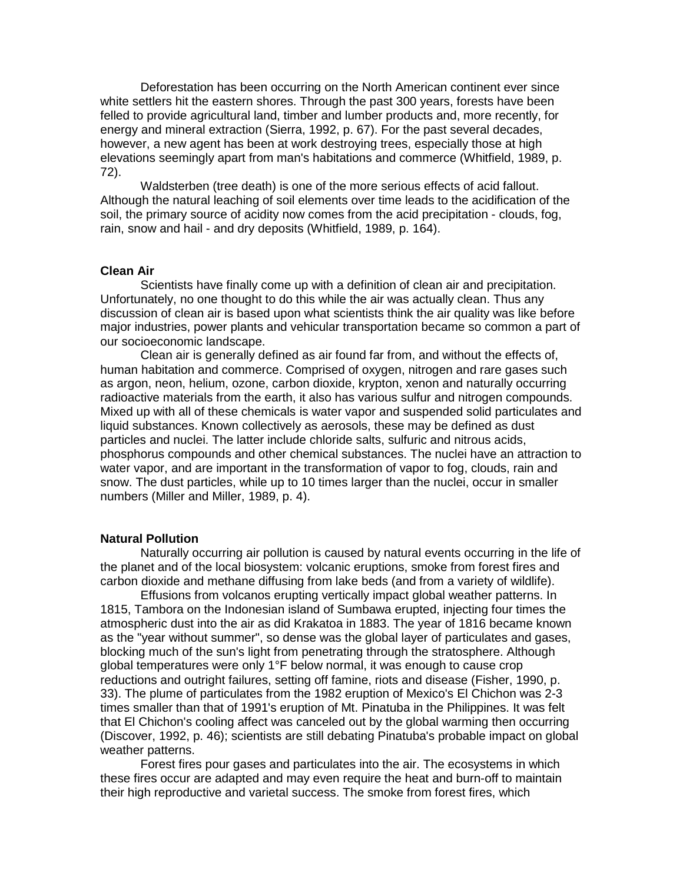Deforestation has been occurring on the North American continent ever since white settlers hit the eastern shores. Through the past 300 years, forests have been felled to provide agricultural land, timber and lumber products and, more recently, for energy and mineral extraction (Sierra, 1992, p. 67). For the past several decades, however, a new agent has been at work destroying trees, especially those at high elevations seemingly apart from man's habitations and commerce (Whitfield, 1989, p. 72).

Waldsterben (tree death) is one of the more serious effects of acid fallout. Although the natural leaching of soil elements over time leads to the acidification of the soil, the primary source of acidity now comes from the acid precipitation - clouds, fog, rain, snow and hail - and dry deposits (Whitfield, 1989, p. 164).

**Clean Air**

Scientists have finally come up with a definition of clean air and precipitation. Unfortunately, no one thought to do this while the air was actually clean. Thus any discussion of clean air is based upon what scientists think the air quality was like before major industries, power plants and vehicular transportation became so common a part of our socioeconomic landscape.

Clean air is generally defined as air found far from, and without the effects of, human habitation and commerce. Comprised of oxygen, nitrogen and rare gases such as argon, neon, helium, ozone, carbon dioxide, krypton, xenon and naturally occurring radioactive materials from the earth, it also has various sulfur and nitrogen compounds. Mixed up with all of these chemicals is water vapor and suspended solid particulates and liquid substances. Known collectively as aerosols, these may be defined as dust particles and nuclei. The latter include chloride salts, sulfuric and nitrous acids, phosphorus compounds and other chemical substances. The nuclei have an attraction to water vapor, and are important in the transformation of vapor to fog, clouds, rain and snow. The dust particles, while up to 10 times larger than the nuclei, occur in smaller numbers (Miller and Miller, 1989, p. 4).

**Natural Pollution**

Naturally occurring air pollution is caused by natural events occurring in the life of the planet and of the local biosystem: volcanic eruptions, smoke from forest fires and carbon dioxide and methane diffusing from lake beds (and from a variety of wildlife).

Effusions from volcanos erupting vertically impact global weather patterns. In 1815, Tambora on the Indonesian island of Sumbawa erupted, injecting four times the atmospheric dust into the air as did Krakatoa in 1883. The year of 1816 became known as the "year without summer", so dense was the global layer of particulates and gases, blocking much of the sun's light from penetrating through the stratosphere. Although global temperatures were only 1°F below normal, it was enough to cause crop reductions and outright failures, setting off famine, riots and disease (Fisher, 1990, p. 33). The plume of particulates from the 1982 eruption of Mexico's El Chichon was 2-3 times smaller than that of 1991's eruption of Mt. Pinatuba in the Philippines. It was felt that El Chichon's cooling affect was canceled out by the global warming then occurring (Discover, 1992, p. 46); scientists are still debating Pinatuba's probable impact on global weather patterns.

Forest fires pour gases and particulates into the air. The ecosystems in which these fires occur are adapted and may even require the heat and burn-off to maintain their high reproductive and varietal success. The smoke from forest fires, which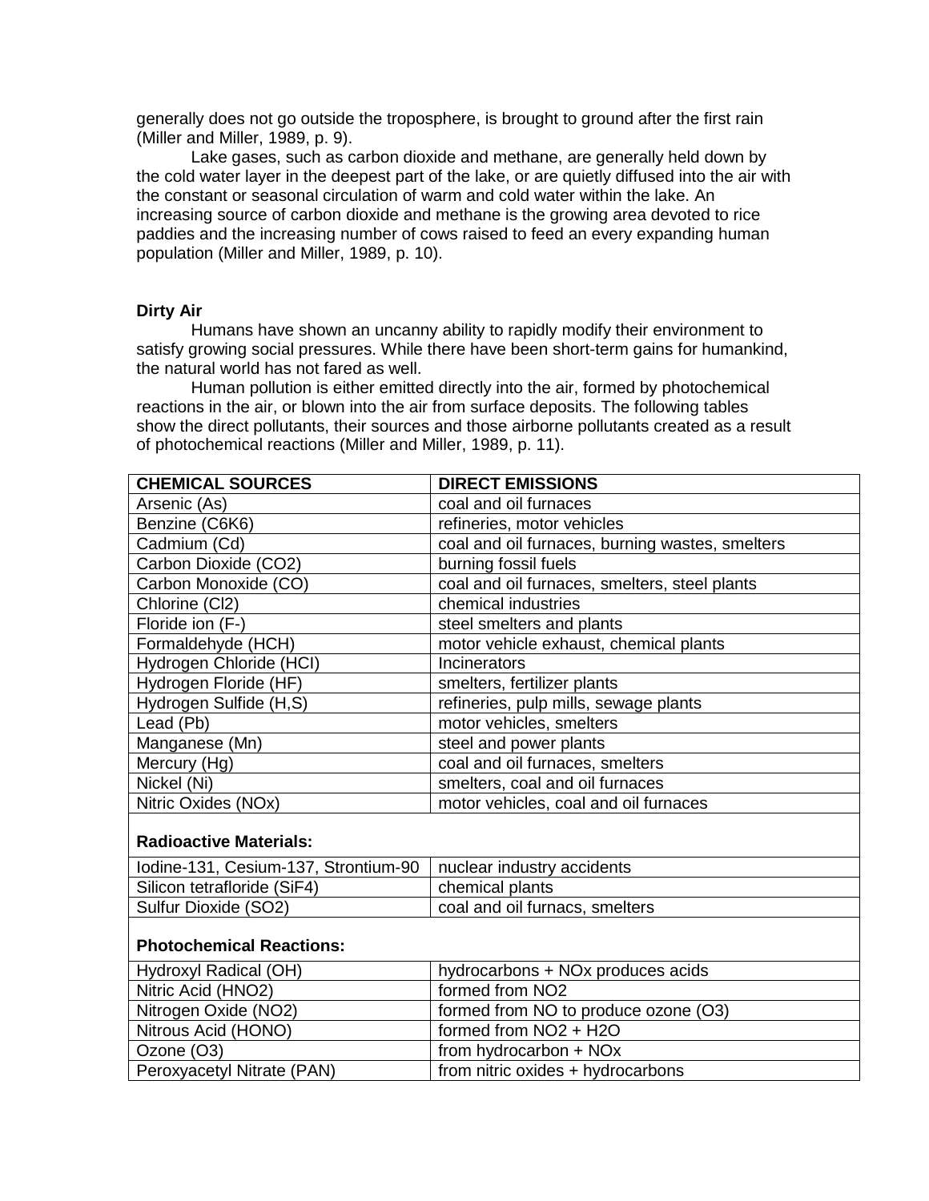generally does not go outside the troposphere, is brought to ground after the first rain (Miller and Miller, 1989, p. 9).

Lake gases, such as carbon dioxide and methane, are generally held down by the cold water layer in the deepest part of the lake, or are quietly diffused into the air with the constant or seasonal circulation of warm and cold water within the lake. An increasing source of carbon dioxide and methane is the growing area devoted to rice paddies and the increasing number of cows raised to feed an every expanding human population (Miller and Miller, 1989, p. 10).

**Dirty Air**

Humans have shown an uncanny ability to rapidly modify their environment to satisfy growing social pressures. While there have been short-term gains for humankind, the natural world has not fared as well.

Human pollution is either emitted directly into the air, formed by photochemical reactions in the air, or blown into the air from surface deposits. The following tables show the direct pollutants, their sources and those airborne pollutants created as a result of photochemical reactions (Miller and Miller, 1989, p. 11).

| **CHEMICAL SOURCES** | **DIRECT EMISSIONS** |
|---|---|
| Arsenic (As) | coal and oil furnaces |
| Benzine ($C_6K_6$) | refineries, motor vehicles |
| Cadmium (Cd) | coal and oil furnaces, burning wastes, smelters |
| Carbon Dioxide ($CO_2$) | burning fossil fuels |
| Carbon Monoxide (CO) | coal and oil furnaces, smelters, steel plants |
| Chlorine ($Cl_2$) | chemical industries |
| Floride ion ($F^-$) | steel smelters and plants |
| Formaldehyde (HCH) | motor vehicle exhaust, chemical plants |
| Hydrogen Chloride (HCl) | Incinerators |
| Hydrogen Floride (HF) | smelters, fertilizer plants |
| Hydrogen Sulfide (H,S) | refineries, pulp mills, sewage plants |
| Lead (Pb) | motor vehicles, smelters |
| Manganese (Mn) | steel and power plants |
| Mercury (Hg) | coal and oil furnaces, smelters |
| Nickel (Ni) | smelters, coal and oil furnaces |
| Nitric Oxides ($NO_x$) | motor vehicles, coal and oil furnaces |
| **Radioactive Materials:** | |
| Iodine-131, Cesium-137, Strontium-90 | nuclear industry accidents |
| Silicon tetrafloride ($SiF_4$) | chemical plants |
| Sulfur Dioxide ($SO_2$) | coal and oil furnacs, smelters |
| **Photochemical Reactions:** | |
| Hydroxyl Radical (OH) | hydrocarbons + $NO_x$ produces acids |
| Nitric Acid ($HNO_2$) | formed from $NO_2$ |
| Nitrogen Oxide ($NO_2$) | formed from NO to produce ozone ($O_3$) |
| Nitrous Acid (HONO) | formed from $NO_2$ + $H_2O$ |
| Ozone ($O_3$) | from hydrocarbon + $NO_x$ |
| Peroxyacetyl Nitrate (PAN) | from nitric oxides + hydrocarbons |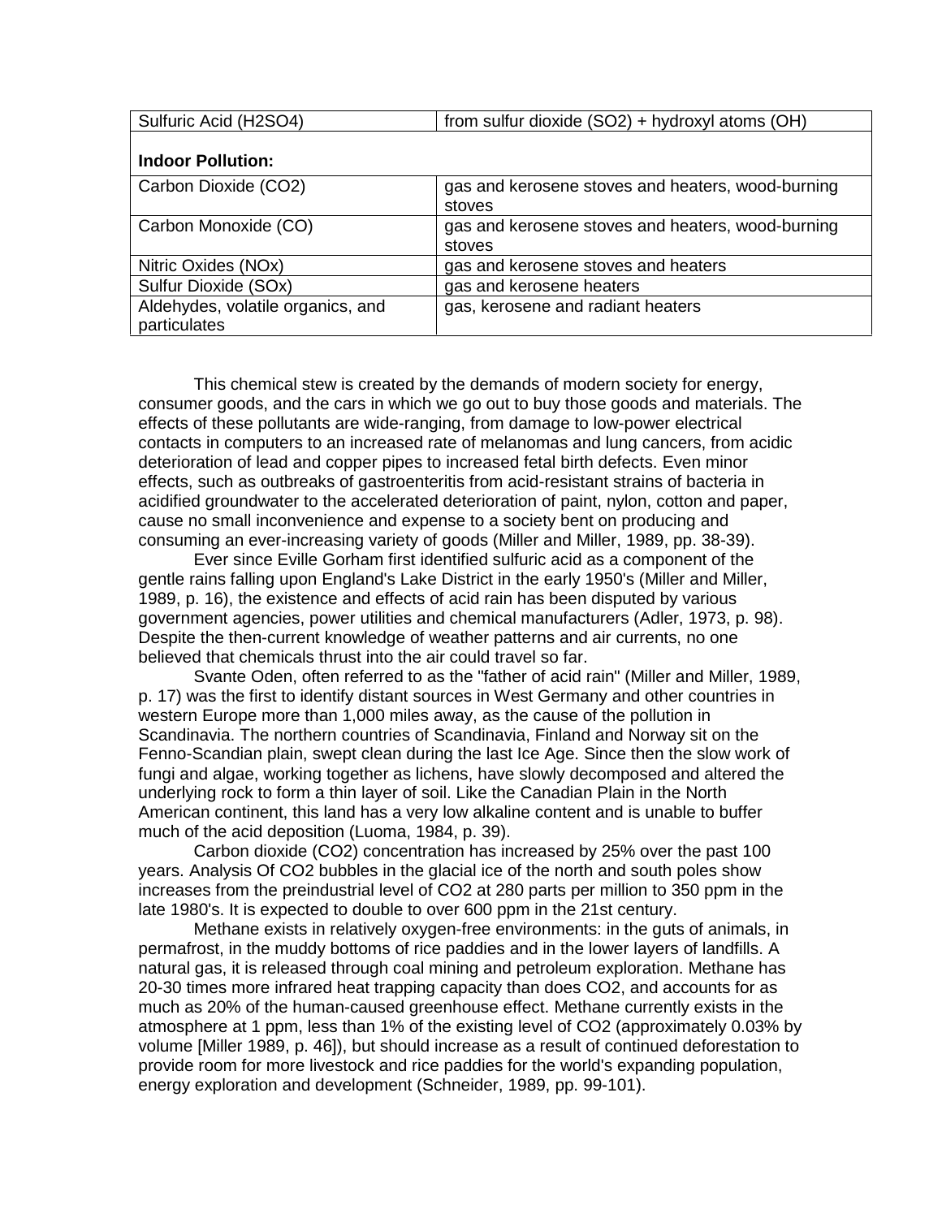| | |
|---|---|
| Sulfuric Acid ($H_2SO_4$) | from sulfur dioxide ($SO_2$) + hydroxyl atoms (OH) |
| **Indoor Pollution:** | |
| Carbon Dioxide ($CO_2$) | gas and kerosene stoves and heaters, wood-burning stoves |
| Carbon Monoxide (CO) | gas and kerosene stoves and heaters, wood-burning stoves |
| Nitric Oxides ($NO_x$) | gas and kerosene stoves and heaters |
| Sulfur Dioxide ($SO_x$) | gas and kerosene heaters |
| Aldehydes, volatile organics, and particulates | gas, kerosene and radiant heaters |

This chemical stew is created by the demands of modern society for energy, consumer goods, and the cars in which we go out to buy those goods and materials. The effects of these pollutants are wide-ranging, from damage to low-power electrical contacts in computers to an increased rate of melanomas and lung cancers, from acidic deterioration of lead and copper pipes to increased fetal birth defects. Even minor effects, such as outbreaks of gastroenteritis from acid-resistant strains of bacteria in acidified groundwater to the accelerated deterioration of paint, nylon, cotton and paper, cause no small inconvenience and expense to a society bent on producing and consuming an ever-increasing variety of goods (Miller and Miller, 1989, pp. 38-39).

Ever since Eville Gorham first identified sulfuric acid as a component of the gentle rains falling upon England's Lake District in the early 1950's (Miller and Miller, 1989, p. 16), the existence and effects of acid rain has been disputed by various government agencies, power utilities and chemical manufacturers (Adler, 1973, p. 98). Despite the then-current knowledge of weather patterns and air currents, no one believed that chemicals thrust into the air could travel so far.

Svante Oden, often referred to as the "father of acid rain" (Miller and Miller, 1989, p. 17) was the first to identify distant sources in West Germany and other countries in western Europe more than 1,000 miles away, as the cause of the pollution in Scandinavia. The northern countries of Scandinavia, Finland and Norway sit on the Fenno-Scandian plain, swept clean during the last Ice Age. Since then the slow work of fungi and algae, working together as lichens, have slowly decomposed and altered the underlying rock to form a thin layer of soil. Like the Canadian Plain in the North American continent, this land has a very low alkaline content and is unable to buffer much of the acid deposition (Luoma, 1984, p. 39).

Carbon dioxide ($CO_2$) concentration has increased by 25% over the past 100 years. Analysis Of $CO_2$ bubbles in the glacial ice of the north and south poles show increases from the preindustrial level of $CO_2$ at 280 parts per million to 350 ppm in the late 1980's. It is expected to double to over 600 ppm in the 21st century.

Methane exists in relatively oxygen-free environments: in the guts of animals, in permafrost, in the muddy bottoms of rice paddies and in the lower layers of landfills. A natural gas, it is released through coal mining and petroleum exploration. Methane has 20-30 times more infrared heat trapping capacity than does $CO_2$, and accounts for as much as 20% of the human-caused greenhouse effect. Methane currently exists in the atmosphere at 1 ppm, less than 1% of the existing level of $CO_2$ (approximately 0.03% by volume [Miller 1989, p. 46]), but should increase as a result of continued deforestation to provide room for more livestock and rice paddies for the world's expanding population, energy exploration and development (Schneider, 1989, pp. 99-101).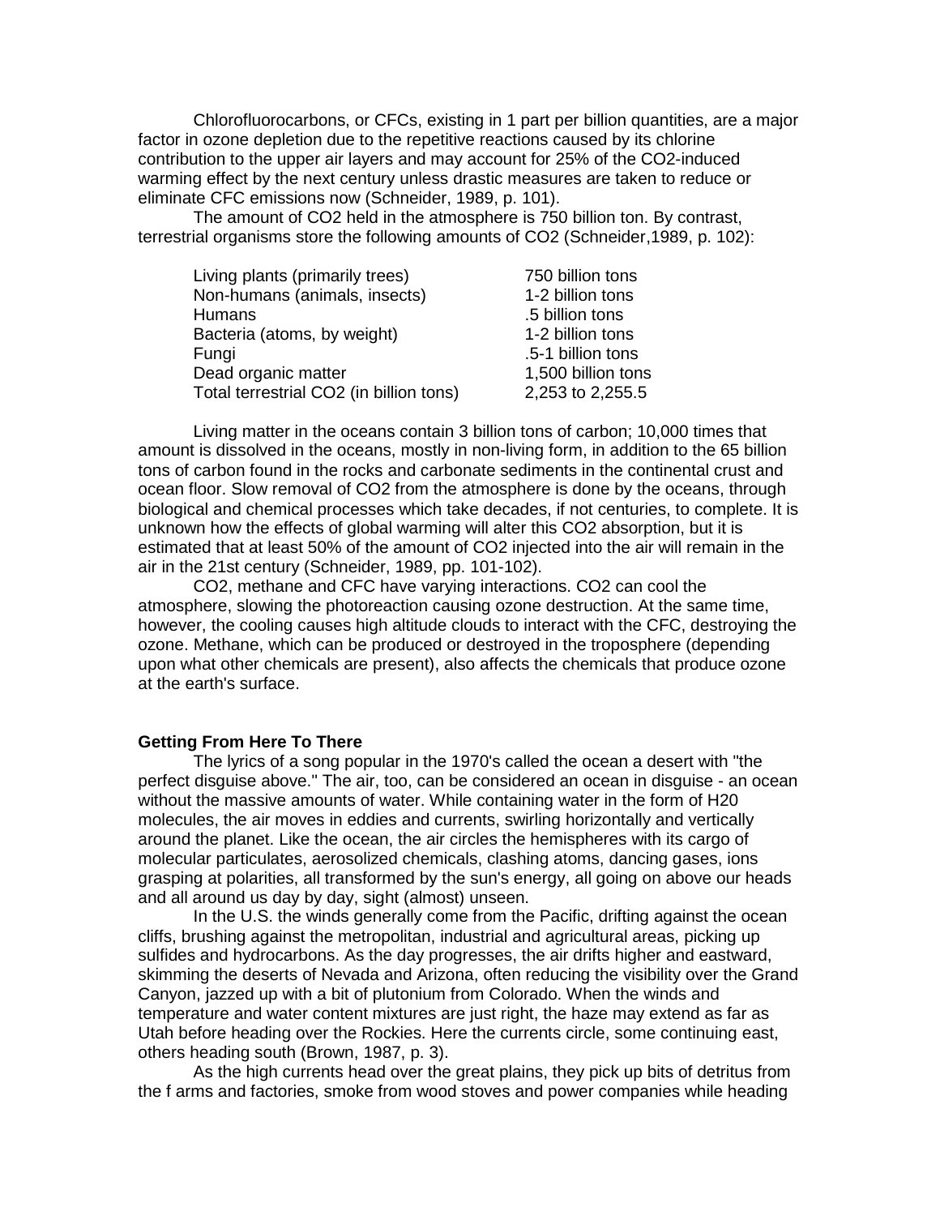Chlorofluorocarbons, or CFCs, existing in 1 part per billion quantities, are a major factor in ozone depletion due to the repetitive reactions caused by its chlorine contribution to the upper air layers and may account for 25% of the $CO_2$-induced warming effect by the next century unless drastic measures are taken to reduce or eliminate CFC emissions now (Schneider, 1989, p. 101).

The amount of $CO_2$ held in the atmosphere is 750 billion ton. By contrast, terrestrial organisms store the following amounts of $CO_2$ (Schneider,1989, p. 102):

| | |
|---|---|
| Living plants (primarily trees) | 750 billion tons |
| Non-humans (animals, insects) | 1-2 billion tons |
| Humans | .5 billion tons |
| Bacteria (atoms, by weight) | 1-2 billion tons |
| Fungi | .5-1 billion tons |
| Dead organic matter | 1,500 billion tons |
| Total terrestrial $CO_2$ (in billion tons) | 2,253 to 2,255.5 |

Living matter in the oceans contain 3 billion tons of carbon; 10,000 times that amount is dissolved in the oceans, mostly in non-living form, in addition to the 65 billion tons of carbon found in the rocks and carbonate sediments in the continental crust and ocean floor. Slow removal of $CO_2$ from the atmosphere is done by the oceans, through biological and chemical processes which take decades, if not centuries, to complete. It is unknown how the effects of global warming will alter this $CO_2$ absorption, but it is estimated that at least 50% of the amount of $CO_2$ injected into the air will remain in the air in the 21st century (Schneider, 1989, pp. 101-102).

$CO_2$, methane and CFC have varying interactions. $CO_2$ can cool the atmosphere, slowing the photoreaction causing ozone destruction. At the same time, however, the cooling causes high altitude clouds to interact with the CFC, destroying the ozone. Methane, which can be produced or destroyed in the troposphere (depending upon what other chemicals are present), also affects the chemicals that produce ozone at the earth's surface.

**Getting From Here To There**

The lyrics of a song popular in the 1970's called the ocean a desert with "the perfect disguise above." The air, too, can be considered an ocean in disguise - an ocean without the massive amounts of water. While containing water in the form of $H_2O$ molecules, the air moves in eddies and currents, swirling horizontally and vertically around the planet. Like the ocean, the air circles the hemispheres with its cargo of molecular particulates, aerosolized chemicals, clashing atoms, dancing gases, ions grasping at polarities, all transformed by the sun's energy, all going on above our heads and all around us day by day, sight (almost) unseen.

In the U.S. the winds generally come from the Pacific, drifting against the ocean cliffs, brushing against the metropolitan, industrial and agricultural areas, picking up sulfides and hydrocarbons. As the day progresses, the air drifts higher and eastward, skimming the deserts of Nevada and Arizona, often reducing the visibility over the Grand Canyon, jazzed up with a bit of plutonium from Colorado. When the winds and temperature and water content mixtures are just right, the haze may extend as far as Utah before heading over the Rockies. Here the currents circle, some continuing east, others heading south (Brown, 1987, p. 3).

As the high currents head over the great plains, they pick up bits of detritus from the f arms and factories, smoke from wood stoves and power companies while heading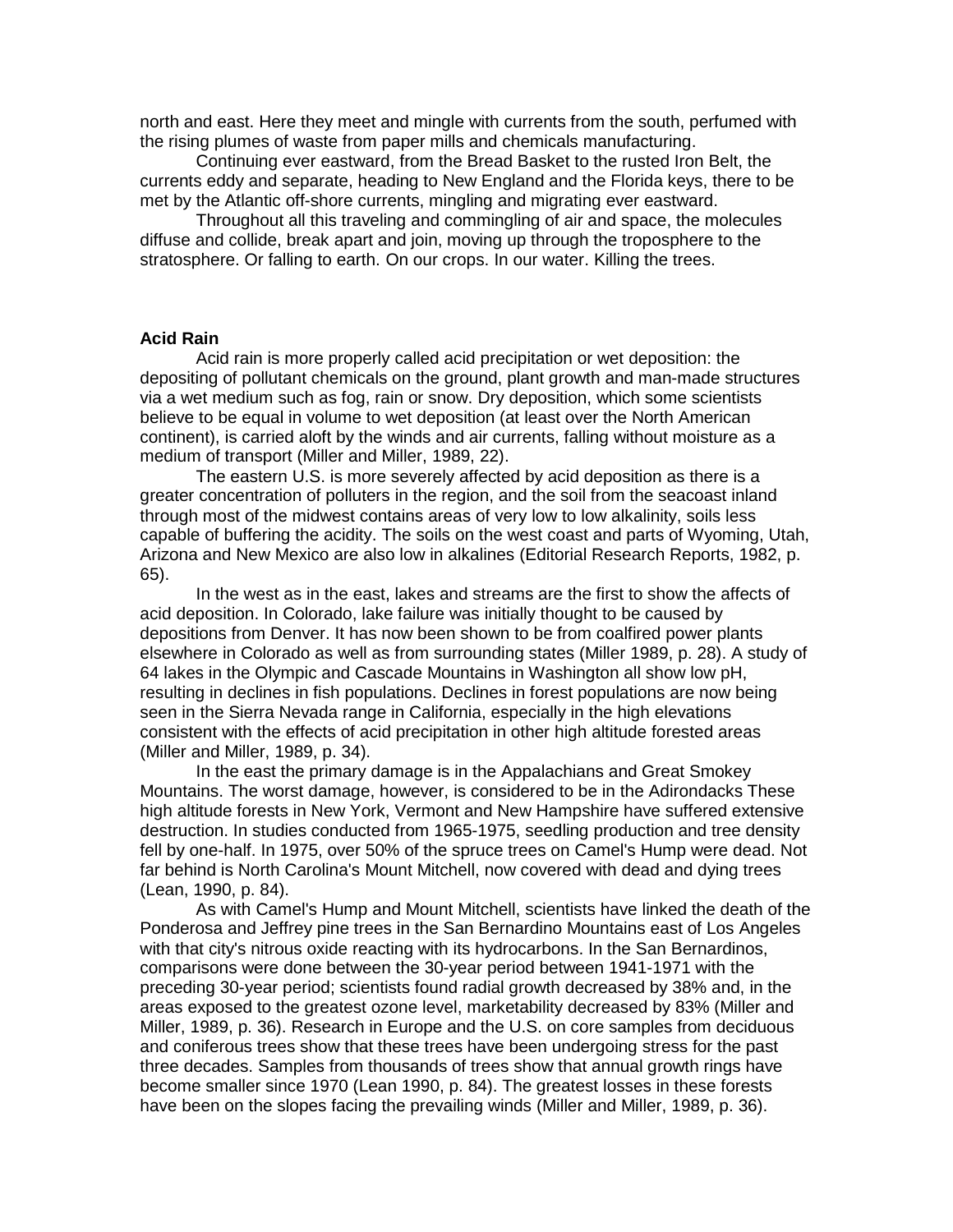north and east. Here they meet and mingle with currents from the south, perfumed with the rising plumes of waste from paper mills and chemicals manufacturing.

Continuing ever eastward, from the Bread Basket to the rusted Iron Belt, the currents eddy and separate, heading to New England and the Florida keys, there to be met by the Atlantic off-shore currents, mingling and migrating ever eastward.

Throughout all this traveling and commingling of air and space, the molecules diffuse and collide, break apart and join, moving up through the troposphere to the stratosphere. Or falling to earth. On our crops. In our water. Killing the trees.

**Acid Rain**

Acid rain is more properly called acid precipitation or wet deposition: the depositing of pollutant chemicals on the ground, plant growth and man-made structures via a wet medium such as fog, rain or snow. Dry deposition, which some scientists believe to be equal in volume to wet deposition (at least over the North American continent), is carried aloft by the winds and air currents, falling without moisture as a medium of transport (Miller and Miller, 1989, 22).

The eastern U.S. is more severely affected by acid deposition as there is a greater concentration of polluters in the region, and the soil from the seacoast inland through most of the midwest contains areas of very low to low alkalinity, soils less capable of buffering the acidity. The soils on the west coast and parts of Wyoming, Utah, Arizona and New Mexico are also low in alkalines (Editorial Research Reports, 1982, p. 65).

In the west as in the east, lakes and streams are the first to show the affects of acid deposition. In Colorado, lake failure was initially thought to be caused by depositions from Denver. It has now been shown to be from coalfired power plants elsewhere in Colorado as well as from surrounding states (Miller 1989, p. 28). A study of 64 lakes in the Olympic and Cascade Mountains in Washington all show low pH, resulting in declines in fish populations. Declines in forest populations are now being seen in the Sierra Nevada range in California, especially in the high elevations consistent with the effects of acid precipitation in other high altitude forested areas (Miller and Miller, 1989, p. 34).

In the east the primary damage is in the Appalachians and Great Smokey Mountains. The worst damage, however, is considered to be in the Adirondacks These high altitude forests in New York, Vermont and New Hampshire have suffered extensive destruction. In studies conducted from 1965-1975, seedling production and tree density fell by one-half. In 1975, over 50% of the spruce trees on Camel's Hump were dead. Not far behind is North Carolina's Mount Mitchell, now covered with dead and dying trees (Lean, 1990, p. 84).

As with Camel's Hump and Mount Mitchell, scientists have linked the death of the Ponderosa and Jeffrey pine trees in the San Bernardino Mountains east of Los Angeles with that city's nitrous oxide reacting with its hydrocarbons. In the San Bernardinos, comparisons were done between the 30-year period between 1941-1971 with the preceding 30-year period; scientists found radial growth decreased by 38% and, in the areas exposed to the greatest ozone level, marketability decreased by 83% (Miller and Miller, 1989, p. 36). Research in Europe and the U.S. on core samples from deciduous and coniferous trees show that these trees have been undergoing stress for the past three decades. Samples from thousands of trees show that annual growth rings have become smaller since 1970 (Lean 1990, p. 84). The greatest losses in these forests have been on the slopes facing the prevailing winds (Miller and Miller, 1989, p. 36).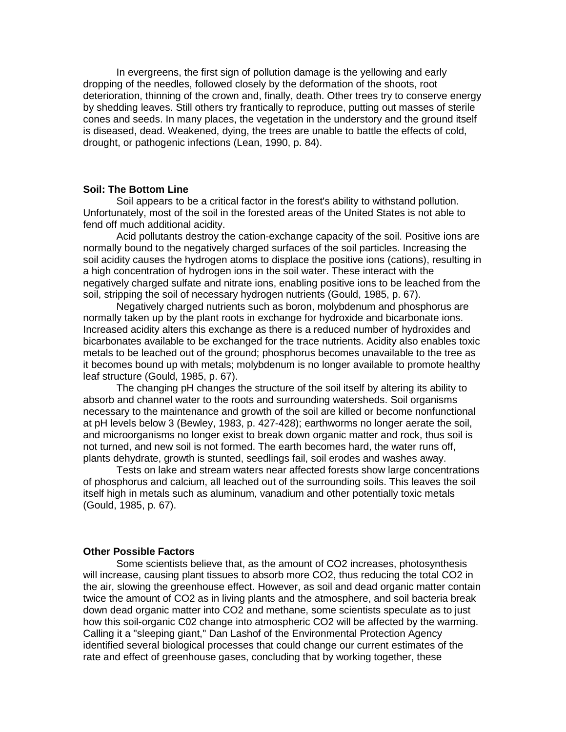In evergreens, the first sign of pollution damage is the yellowing and early dropping of the needles, followed closely by the deformation of the shoots, root deterioration, thinning of the crown and, finally, death. Other trees try to conserve energy by shedding leaves. Still others try frantically to reproduce, putting out masses of sterile cones and seeds. In many places, the vegetation in the understory and the ground itself is diseased, dead. Weakened, dying, the trees are unable to battle the effects of cold, drought, or pathogenic infections (Lean, 1990, p. 84).

**Soil: The Bottom Line**

Soil appears to be a critical factor in the forest's ability to withstand pollution. Unfortunately, most of the soil in the forested areas of the United States is not able to fend off much additional acidity.

Acid pollutants destroy the cation-exchange capacity of the soil. Positive ions are normally bound to the negatively charged surfaces of the soil particles. Increasing the soil acidity causes the hydrogen atoms to displace the positive ions (cations), resulting in a high concentration of hydrogen ions in the soil water. These interact with the negatively charged sulfate and nitrate ions, enabling positive ions to be leached from the soil, stripping the soil of necessary hydrogen nutrients (Gould, 1985, p. 67).

Negatively charged nutrients such as boron, molybdenum and phosphorus are normally taken up by the plant roots in exchange for hydroxide and bicarbonate ions. Increased acidity alters this exchange as there is a reduced number of hydroxides and bicarbonates available to be exchanged for the trace nutrients. Acidity also enables toxic metals to be leached out of the ground; phosphorus becomes unavailable to the tree as it becomes bound up with metals; molybdenum is no longer available to promote healthy leaf structure (Gould, 1985, p. 67).

The changing pH changes the structure of the soil itself by altering its ability to absorb and channel water to the roots and surrounding watersheds. Soil organisms necessary to the maintenance and growth of the soil are killed or become nonfunctional at pH levels below 3 (Bewley, 1983, p. 427-428); earthworms no longer aerate the soil, and microorganisms no longer exist to break down organic matter and rock, thus soil is not turned, and new soil is not formed. The earth becomes hard, the water runs off, plants dehydrate, growth is stunted, seedlings fail, soil erodes and washes away.

Tests on lake and stream waters near affected forests show large concentrations of phosphorus and calcium, all leached out of the surrounding soils. This leaves the soil itself high in metals such as aluminum, vanadium and other potentially toxic metals (Gould, 1985, p. 67).

**Other Possible Factors**

Some scientists believe that, as the amount of $CO_2$ increases, photosynthesis will increase, causing plant tissues to absorb more $CO_2$, thus reducing the total $CO_2$ in the air, slowing the greenhouse effect. However, as soil and dead organic matter contain twice the amount of $CO_2$ as in living plants and the atmosphere, and soil bacteria break down dead organic matter into $CO_2$ and methane, some scientists speculate as to just how this soil-organic C02 change into atmospheric $CO_2$ will be affected by the warming. Calling it a "sleeping giant," Dan Lashof of the Environmental Protection Agency identified several biological processes that could change our current estimates of the rate and effect of greenhouse gases, concluding that by working together, these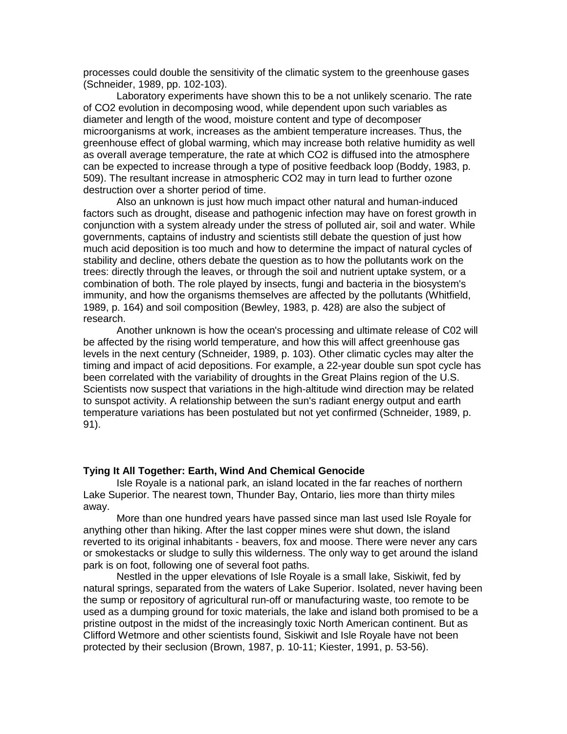processes could double the sensitivity of the climatic system to the greenhouse gases (Schneider, 1989, pp. 102-103).

Laboratory experiments have shown this to be a not unlikely scenario. The rate of $CO_2$ evolution in decomposing wood, while dependent upon such variables as diameter and length of the wood, moisture content and type of decomposer microorganisms at work, increases as the ambient temperature increases. Thus, the greenhouse effect of global warming, which may increase both relative humidity as well as overall average temperature, the rate at which $CO_2$ is diffused into the atmosphere can be expected to increase through a type of positive feedback loop (Boddy, 1983, p. 509). The resultant increase in atmospheric $CO_2$ may in turn lead to further ozone destruction over a shorter period of time.

Also an unknown is just how much impact other natural and human-induced factors such as drought, disease and pathogenic infection may have on forest growth in conjunction with a system already under the stress of polluted air, soil and water. While governments, captains of industry and scientists still debate the question of just how much acid deposition is too much and how to determine the impact of natural cycles of stability and decline, others debate the question as to how the pollutants work on the trees: directly through the leaves, or through the soil and nutrient uptake system, or a combination of both. The role played by insects, fungi and bacteria in the biosystem's immunity, and how the organisms themselves are affected by the pollutants (Whitfield, 1989, p. 164) and soil composition (Bewley, 1983, p. 428) are also the subject of research.

Another unknown is how the ocean's processing and ultimate release of $C0_2$ will be affected by the rising world temperature, and how this will affect greenhouse gas levels in the next century (Schneider, 1989, p. 103). Other climatic cycles may alter the timing and impact of acid depositions. For example, a 22-year double sun spot cycle has been correlated with the variability of droughts in the Great Plains region of the U.S. Scientists now suspect that variations in the high-altitude wind direction may be related to sunspot activity. A relationship between the sun's radiant energy output and earth temperature variations has been postulated but not yet confirmed (Schneider, 1989, p. 91).

**Tying It All Together: Earth, Wind And Chemical Genocide**

Isle Royale is a national park, an island located in the far reaches of northern Lake Superior. The nearest town, Thunder Bay, Ontario, lies more than thirty miles away.

More than one hundred years have passed since man last used Isle Royale for anything other than hiking. After the last copper mines were shut down, the island reverted to its original inhabitants - beavers, fox and moose. There were never any cars or smokestacks or sludge to sully this wilderness. The only way to get around the island park is on foot, following one of several foot paths.

Nestled in the upper elevations of Isle Royale is a small lake, Siskiwit, fed by natural springs, separated from the waters of Lake Superior. Isolated, never having been the sump or repository of agricultural run-off or manufacturing waste, too remote to be used as a dumping ground for toxic materials, the lake and island both promised to be a pristine outpost in the midst of the increasingly toxic North American continent. But as Clifford Wetmore and other scientists found, Siskiwit and Isle Royale have not been protected by their seclusion (Brown, 1987, p. 10-11; Kiester, 1991, p. 53-56).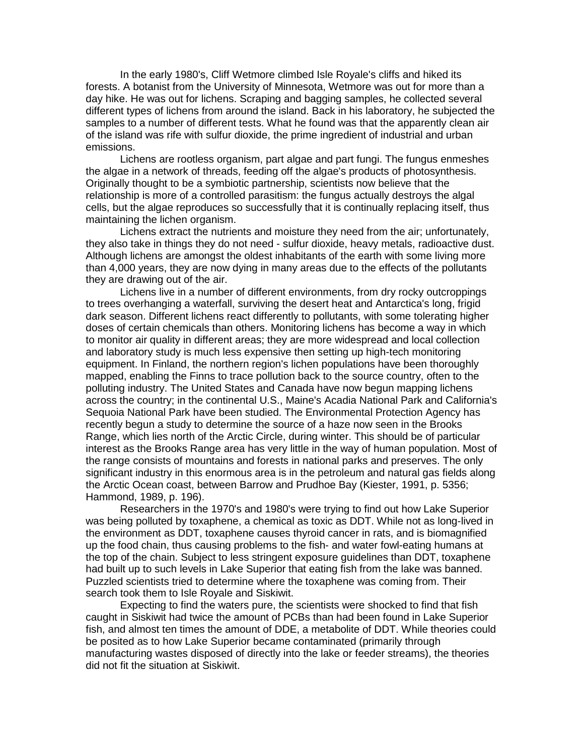In the early 1980's, Cliff Wetmore climbed Isle Royale's cliffs and hiked its forests. A botanist from the University of Minnesota, Wetmore was out for more than a day hike. He was out for lichens. Scraping and bagging samples, he collected several different types of lichens from around the island. Back in his laboratory, he subjected the samples to a number of different tests. What he found was that the apparently clean air of the island was rife with sulfur dioxide, the prime ingredient of industrial and urban emissions.

Lichens are rootless organism, part algae and part fungi. The fungus enmeshes the algae in a network of threads, feeding off the algae's products of photosynthesis. Originally thought to be a symbiotic partnership, scientists now believe that the relationship is more of a controlled parasitism: the fungus actually destroys the algal cells, but the algae reproduces so successfully that it is continually replacing itself, thus maintaining the lichen organism.

Lichens extract the nutrients and moisture they need from the air; unfortunately, they also take in things they do not need - sulfur dioxide, heavy metals, radioactive dust. Although lichens are amongst the oldest inhabitants of the earth with some living more than 4,000 years, they are now dying in many areas due to the effects of the pollutants they are drawing out of the air.

Lichens live in a number of different environments, from dry rocky outcroppings to trees overhanging a waterfall, surviving the desert heat and Antarctica's long, frigid dark season. Different lichens react differently to pollutants, with some tolerating higher doses of certain chemicals than others. Monitoring lichens has become a way in which to monitor air quality in different areas; they are more widespread and local collection and laboratory study is much less expensive then setting up high-tech monitoring equipment. In Finland, the northern region's lichen populations have been thoroughly mapped, enabling the Finns to trace pollution back to the source country, often to the polluting industry. The United States and Canada have now begun mapping lichens across the country; in the continental U.S., Maine's Acadia National Park and California's Sequoia National Park have been studied. The Environmental Protection Agency has recently begun a study to determine the source of a haze now seen in the Brooks Range, which lies north of the Arctic Circle, during winter. This should be of particular interest as the Brooks Range area has very little in the way of human population. Most of the range consists of mountains and forests in national parks and preserves. The only significant industry in this enormous area is in the petroleum and natural gas fields along the Arctic Ocean coast, between Barrow and Prudhoe Bay (Kiester, 1991, p. 5356; Hammond, 1989, p. 196).

Researchers in the 1970's and 1980's were trying to find out how Lake Superior was being polluted by toxaphene, a chemical as toxic as DDT. While not as long-lived in the environment as DDT, toxaphene causes thyroid cancer in rats, and is biomagnified up the food chain, thus causing problems to the fish- and water fowl-eating humans at the top of the chain. Subject to less stringent exposure guidelines than DDT, toxaphene had built up to such levels in Lake Superior that eating fish from the lake was banned. Puzzled scientists tried to determine where the toxaphene was coming from. Their search took them to Isle Royale and Siskiwit.

Expecting to find the waters pure, the scientists were shocked to find that fish caught in Siskiwit had twice the amount of PCBs than had been found in Lake Superior fish, and almost ten times the amount of DDE, a metabolite of DDT. While theories could be posited as to how Lake Superior became contaminated (primarily through manufacturing wastes disposed of directly into the lake or feeder streams), the theories did not fit the situation at Siskiwit.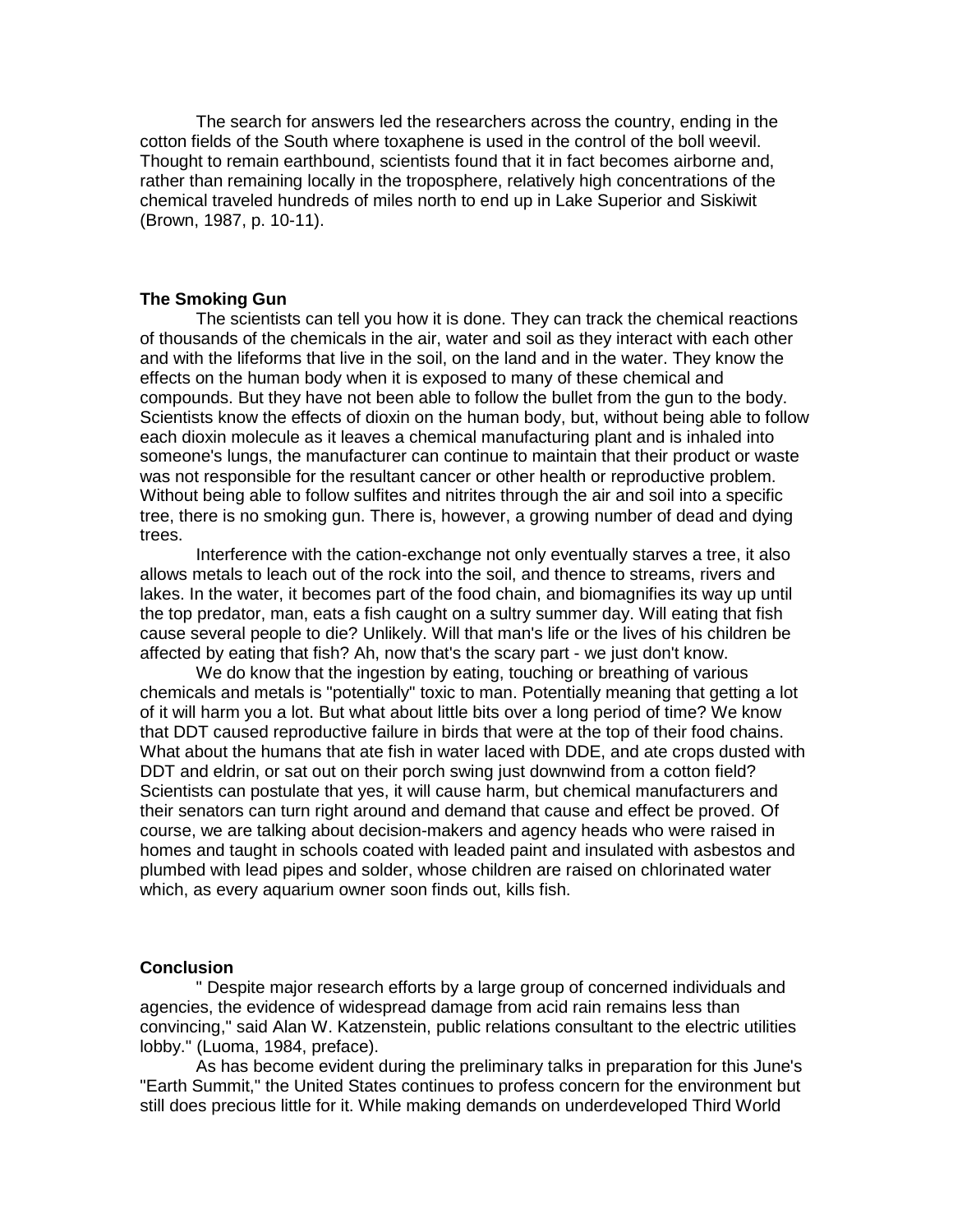The search for answers led the researchers across the country, ending in the cotton fields of the South where toxaphene is used in the control of the boll weevil. Thought to remain earthbound, scientists found that it in fact becomes airborne and, rather than remaining locally in the troposphere, relatively high concentrations of the chemical traveled hundreds of miles north to end up in Lake Superior and Siskiwit (Brown, 1987, p. 10-11).

### The Smoking Gun

The scientists can tell you how it is done. They can track the chemical reactions of thousands of the chemicals in the air, water and soil as they interact with each other and with the lifeforms that live in the soil, on the land and in the water. They know the effects on the human body when it is exposed to many of these chemical and compounds. But they have not been able to follow the bullet from the gun to the body. Scientists know the effects of dioxin on the human body, but, without being able to follow each dioxin molecule as it leaves a chemical manufacturing plant and is inhaled into someone's lungs, the manufacturer can continue to maintain that their product or waste was not responsible for the resultant cancer or other health or reproductive problem. Without being able to follow sulfites and nitrites through the air and soil into a specific tree, there is no smoking gun. There is, however, a growing number of dead and dying trees.

Interference with the cation-exchange not only eventually starves a tree, it also allows metals to leach out of the rock into the soil, and thence to streams, rivers and lakes. In the water, it becomes part of the food chain, and biomagnifies its way up until the top predator, man, eats a fish caught on a sultry summer day. Will eating that fish cause several people to die? Unlikely. Will that man's life or the lives of his children be affected by eating that fish? Ah, now that's the scary part - we just don't know.

We do know that the ingestion by eating, touching or breathing of various chemicals and metals is "potentially" toxic to man. Potentially meaning that getting a lot of it will harm you a lot. But what about little bits over a long period of time? We know that DDT caused reproductive failure in birds that were at the top of their food chains. What about the humans that ate fish in water laced with DDE, and ate crops dusted with DDT and eldrin, or sat out on their porch swing just downwind from a cotton field? Scientists can postulate that yes, it will cause harm, but chemical manufacturers and their senators can turn right around and demand that cause and effect be proved. Of course, we are talking about decision-makers and agency heads who were raised in homes and taught in schools coated with leaded paint and insulated with asbestos and plumbed with lead pipes and solder, whose children are raised on chlorinated water which, as every aquarium owner soon finds out, kills fish.

### Conclusion

" Despite major research efforts by a large group of concerned individuals and agencies, the evidence of widespread damage from acid rain remains less than convincing," said Alan W. Katzenstein, public relations consultant to the electric utilities lobby." (Luoma, 1984, preface).

As has become evident during the preliminary talks in preparation for this June's "Earth Summit," the United States continues to profess concern for the environment but still does precious little for it. While making demands on underdeveloped Third World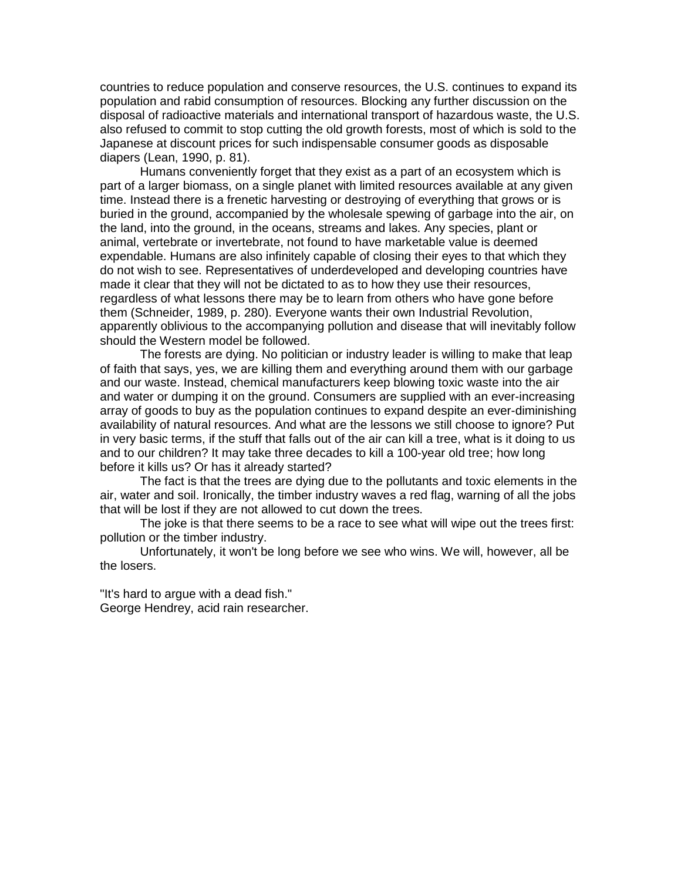countries to reduce population and conserve resources, the U.S. continues to expand its population and rabid consumption of resources. Blocking any further discussion on the disposal of radioactive materials and international transport of hazardous waste, the U.S. also refused to commit to stop cutting the old growth forests, most of which is sold to the Japanese at discount prices for such indispensable consumer goods as disposable diapers (Lean, 1990, p. 81).

Humans conveniently forget that they exist as a part of an ecosystem which is part of a larger biomass, on a single planet with limited resources available at any given time. Instead there is a frenetic harvesting or destroying of everything that grows or is buried in the ground, accompanied by the wholesale spewing of garbage into the air, on the land, into the ground, in the oceans, streams and lakes. Any species, plant or animal, vertebrate or invertebrate, not found to have marketable value is deemed expendable. Humans are also infinitely capable of closing their eyes to that which they do not wish to see. Representatives of underdeveloped and developing countries have made it clear that they will not be dictated to as to how they use their resources, regardless of what lessons there may be to learn from others who have gone before them (Schneider, 1989, p. 280). Everyone wants their own Industrial Revolution, apparently oblivious to the accompanying pollution and disease that will inevitably follow should the Western model be followed.

The forests are dying. No politician or industry leader is willing to make that leap of faith that says, yes, we are killing them and everything around them with our garbage and our waste. Instead, chemical manufacturers keep blowing toxic waste into the air and water or dumping it on the ground. Consumers are supplied with an ever-increasing array of goods to buy as the population continues to expand despite an ever-diminishing availability of natural resources. And what are the lessons we still choose to ignore? Put in very basic terms, if the stuff that falls out of the air can kill a tree, what is it doing to us and to our children? It may take three decades to kill a 100-year old tree; how long before it kills us? Or has it already started?

The fact is that the trees are dying due to the pollutants and toxic elements in the air, water and soil. Ironically, the timber industry waves a red flag, warning of all the jobs that will be lost if they are not allowed to cut down the trees.

The joke is that there seems to be a race to see what will wipe out the trees first: pollution or the timber industry.

Unfortunately, it won't be long before we see who wins. We will, however, all be the losers.

"It's hard to argue with a dead fish."
George Hendrey, acid rain researcher.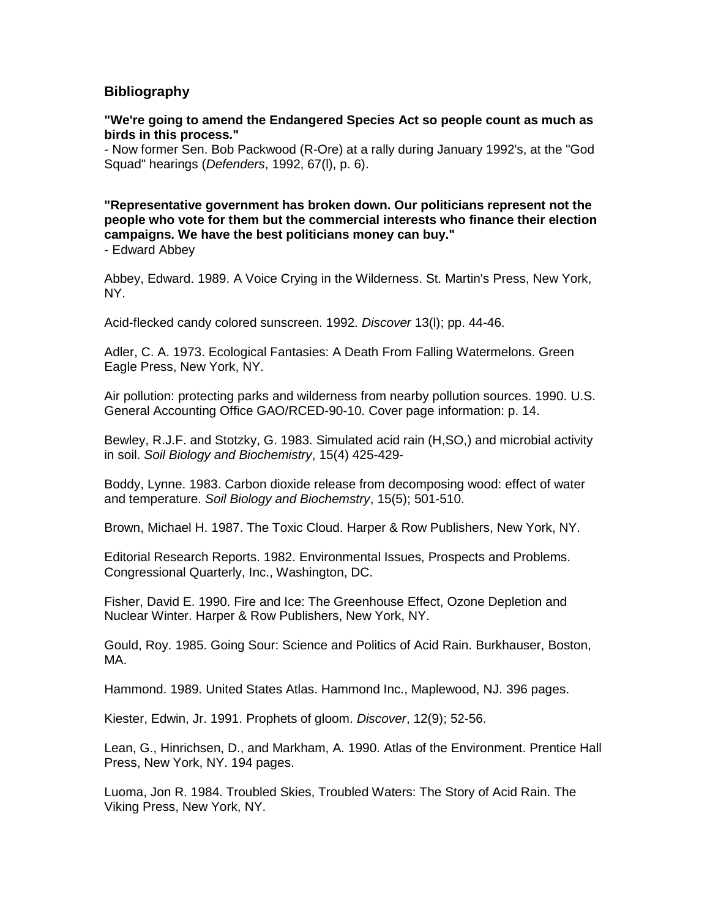## Bibliography

**"We're going to amend the Endangered Species Act so people count as much as birds in this process."**
- Now former Sen. Bob Packwood (R-Ore) at a rally during January 1992's, at the "God Squad" hearings (*Defenders*, 1992, 67(l), p. 6).

**"Representative government has broken down. Our politicians represent not the people who vote for them but the commercial interests who finance their election campaigns. We have the best politicians money can buy."**
- Edward Abbey

Abbey, Edward. 1989. A Voice Crying in the Wilderness. St. Martin's Press, New York, NY.

Acid-flecked candy colored sunscreen. 1992. *Discover* 13(l); pp. 44-46.

Adler, C. A. 1973. Ecological Fantasies: A Death From Falling Watermelons. Green Eagle Press, New York, NY.

Air pollution: protecting parks and wilderness from nearby pollution sources. 1990. U.S. General Accounting Office GAO/RCED-90-10. Cover page information: p. 14.

Bewley, R.J.F. and Stotzky, G. 1983. Simulated acid rain (H,SO,) and microbial activity in soil. *Soil Biology and Biochemistry*, 15(4) 425-429-

Boddy, Lynne. 1983. Carbon dioxide release from decomposing wood: effect of water and temperature. *Soil Biology and Biochemstry*, 15(5); 501-510.

Brown, Michael H. 1987. The Toxic Cloud. Harper & Row Publishers, New York, NY.

Editorial Research Reports. 1982. Environmental Issues, Prospects and Problems. Congressional Quarterly, Inc., Washington, DC.

Fisher, David E. 1990. Fire and Ice: The Greenhouse Effect, Ozone Depletion and Nuclear Winter. Harper & Row Publishers, New York, NY.

Gould, Roy. 1985. Going Sour: Science and Politics of Acid Rain. Burkhauser, Boston, MA.

Hammond. 1989. United States Atlas. Hammond Inc., Maplewood, NJ. 396 pages.

Kiester, Edwin, Jr. 1991. Prophets of gloom. *Discover*, 12(9); 52-56.

Lean, G., Hinrichsen, D., and Markham, A. 1990. Atlas of the Environment. Prentice Hall Press, New York, NY. 194 pages.

Luoma, Jon R. 1984. Troubled Skies, Troubled Waters: The Story of Acid Rain. The Viking Press, New York, NY.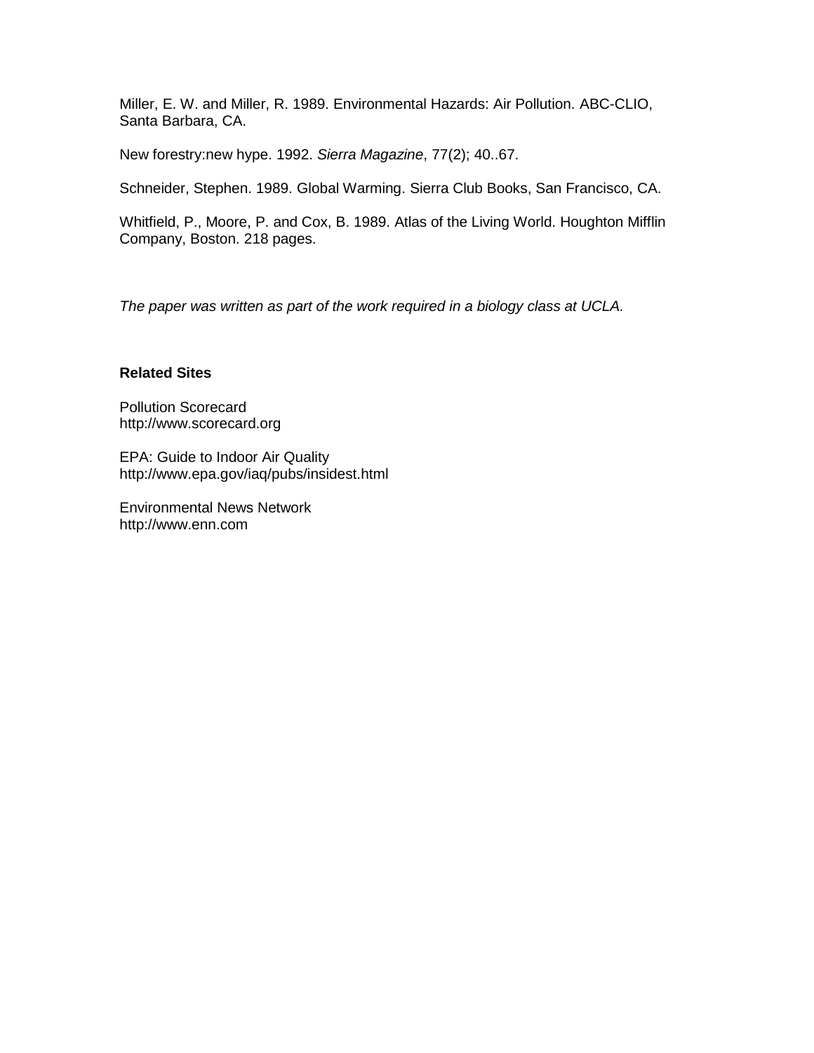Miller, E. W. and Miller, R. 1989. Environmental Hazards: Air Pollution. ABC-CLIO, Santa Barbara, CA.

New forestry:new hype. 1992. *Sierra Magazine*, 77(2); 40..67.

Schneider, Stephen. 1989. Global Warming. Sierra Club Books, San Francisco, CA.

Whitfield, P., Moore, P. and Cox, B. 1989. Atlas of the Living World. Houghton Mifflin Company, Boston. 218 pages.

*The paper was written as part of the work required in a biology class at UCLA.*

**Related Sites**

Pollution Scorecard
http://www.scorecard.org

EPA: Guide to Indoor Air Quality
http://www.epa.gov/iaq/pubs/insidest.html

Environmental News Network
http://www.enn.com